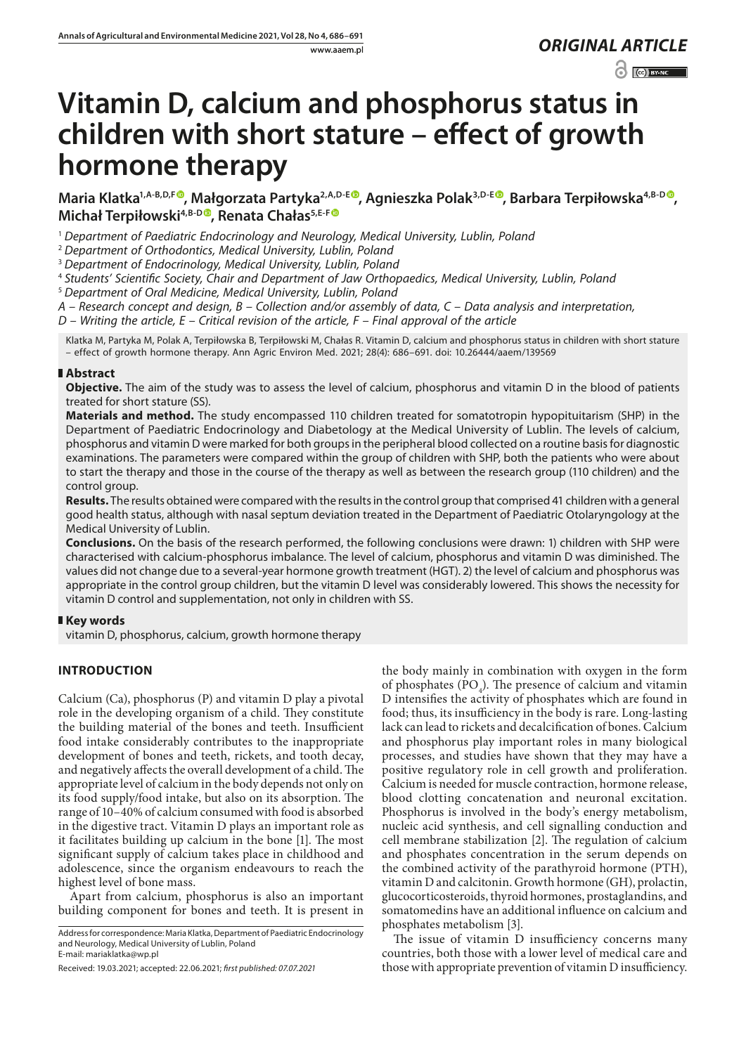*ORIGINAL ARTICLE*

# Vitamin D, calcium and phosphorus status in children with short stature – effect of growth hormone therapy

**Maria Klatka[1,A-B,D,F], Małgorzata Partyka[2,A,D-E], Agnieszka Polak[3,D-E], Barbara Terpiłowska[4,B-D], Michał Terpiłowski[4,B-D], Renata Chałas[5,E-F]**

[1] *Department of Paediatric Endocrinology and Neurology, Medical University, Lublin, Poland*
[2] *Department of Orthodontics, Medical University, Lublin, Poland*
[3] *Department of Endocrinology, Medical University, Lublin, Poland*
[4] *Students' Scientific Society, Chair and Department of Jaw Orthopaedics, Medical University, Lublin, Poland*
[5] *Department of Oral Medicine, Medical University, Lublin, Poland*

*A – Research concept and design, B – Collection and/or assembly of data, C – Data analysis and interpretation, D – Writing the article, E – Critical revision of the article, F – Final approval of the article*

Klatka M, Partyka M, Polak A, Terpiłowska B, Terpiłowski M, Chałas R. Vitamin D, calcium and phosphorus status in children with short stature – effect of growth hormone therapy. Ann Agric Environ Med. 2021; 28(4): 686–691. doi: 10.26444/aaem/139569

## Abstract

**Objective.** The aim of the study was to assess the level of calcium, phosphorus and vitamin D in the blood of patients treated for short stature (SS).

**Materials and method.** The study encompassed 110 children treated for somatotropin hypopituitarism (SHP) in the Department of Paediatric Endocrinology and Diabetology at the Medical University of Lublin. The levels of calcium, phosphorus and vitamin D were marked for both groups in the peripheral blood collected on a routine basis for diagnostic examinations. The parameters were compared within the group of children with SHP, both the patients who were about to start the therapy and those in the course of the therapy as well as between the research group (110 children) and the control group.

**Results.** The results obtained were compared with the results in the control group that comprised 41 children with a general good health status, although with nasal septum deviation treated in the Department of Paediatric Otolaryngology at the Medical University of Lublin.

**Conclusions.** On the basis of the research performed, the following conclusions were drawn: 1) children with SHP were characterised with calcium-phosphorus imbalance. The level of calcium, phosphorus and vitamin D was diminished. The values did not change due to a several-year hormone growth treatment (HGT). 2) the level of calcium and phosphorus was appropriate in the control group children, but the vitamin D level was considerably lowered. This shows the necessity for vitamin D control and supplementation, not only in children with SS.

## Key words

vitamin D, phosphorus, calcium, growth hormone therapy

## INTRODUCTION

Calcium (Ca), phosphorus (P) and vitamin D play a pivotal role in the developing organism of a child. They constitute the building material of the bones and teeth. Insufficient food intake considerably contributes to the inappropriate development of bones and teeth, rickets, and tooth decay, and negatively affects the overall development of a child. The appropriate level of calcium in the body depends not only on its food supply/food intake, but also on its absorption. The range of 10–40% of calcium consumed with food is absorbed in the digestive tract. Vitamin D plays an important role as it facilitates building up calcium in the bone [1]. The most significant supply of calcium takes place in childhood and adolescence, since the organism endeavours to reach the highest level of bone mass.

Apart from calcium, phosphorus is also an important building component for bones and teeth. It is present in the body mainly in combination with oxygen in the form of phosphates ($PO_4$). The presence of calcium and vitamin D intensifies the activity of phosphates which are found in food; thus, its insufficiency in the body is rare. Long-lasting lack can lead to rickets and decalcification of bones. Calcium and phosphorus play important roles in many biological processes, and studies have shown that they may have a positive regulatory role in cell growth and proliferation. Calcium is needed for muscle contraction, hormone release, blood clotting concatenation and neuronal excitation. Phosphorus is involved in the body's energy metabolism, nucleic acid synthesis, and cell signalling conduction and cell membrane stabilization [2]. The regulation of calcium and phosphates concentration in the serum depends on the combined activity of the parathyroid hormone (PTH), vitamin D and calcitonin. Growth hormone (GH), prolactin, glucocorticosteroids, thyroid hormones, prostaglandins, and somatomedins have an additional influence on calcium and phosphates metabolism [3].

The issue of vitamin D insufficiency concerns many countries, both those with a lower level of medical care and those with appropriate prevention of vitamin D insufficiency.

Address for correspondence: Maria Klatka, Department of Paediatric Endocrinology and Neurology, Medical University of Lublin, Poland
E-mail: mariaklatka@wp.pl

Received: 19.03.2021; accepted: 22.06.2021; *first published: 07.07.2021*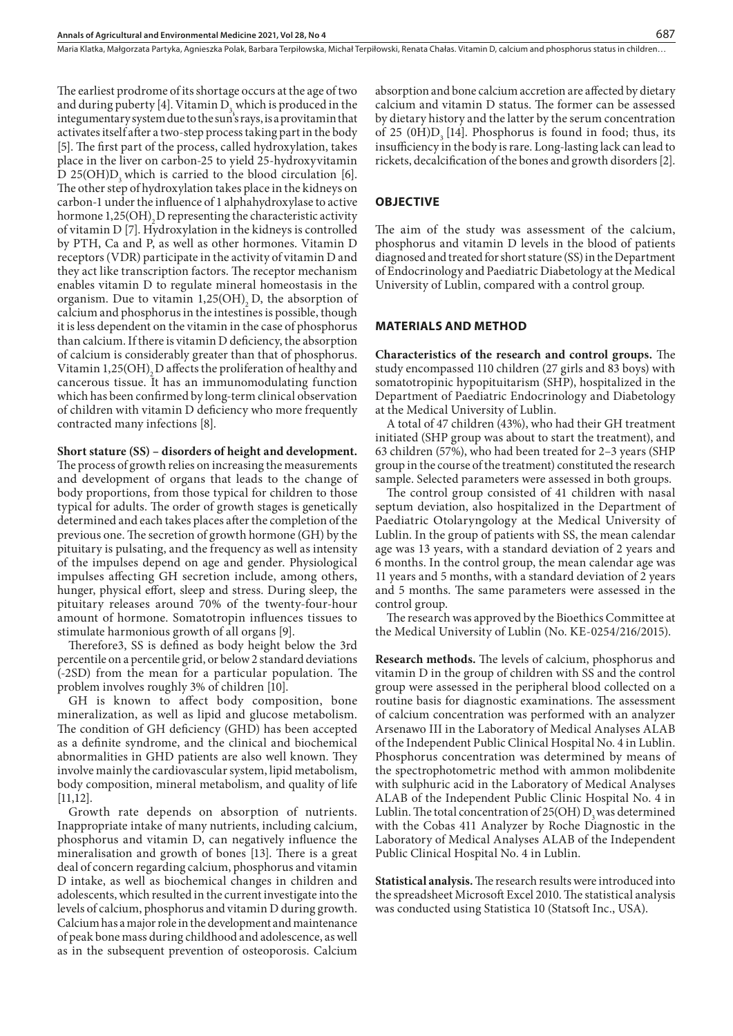The earliest prodrome of its shortage occurs at the age of two and during puberty [4]. Vitamin $D_3$ which is produced in the integumentary system due to the sun's rays, is a provitamin that activates itself after a two-step process taking part in the body [5]. The first part of the process, called hydroxylation, takes place in the liver on carbon-25 to yield 25-hydroxyvitamin D $25(OH)D_3$ which is carried to the blood circulation [6]. The other step of hydroxylation takes place in the kidneys on carbon-1 under the influence of 1 alphahydroxylase to active hormone $1,25(OH)_2D$ representing the characteristic activity of vitamin D [7]. Hydroxylation in the kidneys is controlled by PTH, Ca and P, as well as other hormones. Vitamin D receptors (VDR) participate in the activity of vitamin D and they act like transcription factors. The receptor mechanism enables vitamin D to regulate mineral homeostasis in the organism. Due to vitamin $1,25(OH)_2$ D, the absorption of calcium and phosphorus in the intestines is possible, though it is less dependent on the vitamin in the case of phosphorus than calcium. If there is vitamin D deficiency, the absorption of calcium is considerably greater than that of phosphorus. Vitamin $1,25(OH)_2$ D affects the proliferation of healthy and cancerous tissue. It has an immunomodulating function which has been confirmed by long-term clinical observation of children with vitamin D deficiency who more frequently contracted many infections [8].

**Short stature (SS) – disorders of height and development.** The process of growth relies on increasing the measurements and development of organs that leads to the change of body proportions, from those typical for children to those typical for adults. The order of growth stages is genetically determined and each takes places after the completion of the previous one. The secretion of growth hormone (GH) by the pituitary is pulsating, and the frequency as well as intensity of the impulses depend on age and gender. Physiological impulses affecting GH secretion include, among others, hunger, physical effort, sleep and stress. During sleep, the pituitary releases around 70% of the twenty-four-hour amount of hormone. Somatotropin influences tissues to stimulate harmonious growth of all organs [9].

Therefore3, SS is defined as body height below the 3rd percentile on a percentile grid, or below 2 standard deviations (-2SD) from the mean for a particular population. The problem involves roughly 3% of children [10].

GH is known to affect body composition, bone mineralization, as well as lipid and glucose metabolism. The condition of GH deficiency (GHD) has been accepted as a definite syndrome, and the clinical and biochemical abnormalities in GHD patients are also well known. They involve mainly the cardiovascular system, lipid metabolism, body composition, mineral metabolism, and quality of life [11,12].

Growth rate depends on absorption of nutrients. Inappropriate intake of many nutrients, including calcium, phosphorus and vitamin D, can negatively influence the mineralisation and growth of bones [13]. There is a great deal of concern regarding calcium, phosphorus and vitamin D intake, as well as biochemical changes in children and adolescents, which resulted in the current investigate into the levels of calcium, phosphorus and vitamin D during growth. Calcium has a major role in the development and maintenance of peak bone mass during childhood and adolescence, as well as in the subsequent prevention of osteoporosis. Calcium absorption and bone calcium accretion are affected by dietary calcium and vitamin D status. The former can be assessed by dietary history and the latter by the serum concentration of 25 $(0H)D_3$ [14]. Phosphorus is found in food; thus, its insufficiency in the body is rare. Long-lasting lack can lead to rickets, decalcification of the bones and growth disorders [2].

## OBJECTIVE

The aim of the study was assessment of the calcium, phosphorus and vitamin D levels in the blood of patients diagnosed and treated for short stature (SS) in the Department of Endocrinology and Paediatric Diabetology at the Medical University of Lublin, compared with a control group.

## MATERIALS AND METHOD

**Characteristics of the research and control groups.** The study encompassed 110 children (27 girls and 83 boys) with somatotropinic hypopituitarism (SHP), hospitalized in the Department of Paediatric Endocrinology and Diabetology at the Medical University of Lublin.

A total of 47 children (43%), who had their GH treatment initiated (SHP group was about to start the treatment), and 63 children (57%), who had been treated for 2–3 years (SHP group in the course of the treatment) constituted the research sample. Selected parameters were assessed in both groups.

The control group consisted of 41 children with nasal septum deviation, also hospitalized in the Department of Paediatric Otolaryngology at the Medical University of Lublin. In the group of patients with SS, the mean calendar age was 13 years, with a standard deviation of 2 years and 6 months. In the control group, the mean calendar age was 11 years and 5 months, with a standard deviation of 2 years and 5 months. The same parameters were assessed in the control group.

The research was approved by the Bioethics Committee at the Medical University of Lublin (No. KE-0254/216/2015).

**Research methods.** The levels of calcium, phosphorus and vitamin D in the group of children with SS and the control group were assessed in the peripheral blood collected on a routine basis for diagnostic examinations. The assessment of calcium concentration was performed with an analyzer Arsenawo III in the Laboratory of Medical Analyses ALAB of the Independent Public Clinical Hospital No. 4 in Lublin. Phosphorus concentration was determined by means of the spectrophotometric method with ammon molibdenite with sulphuric acid in the Laboratory of Medical Analyses ALAB of the Independent Public Clinic Hospital No. 4 in Lublin. The total concentration of $25(OH)D_3$ was determined with the Cobas 411 Analyzer by Roche Diagnostic in the Laboratory of Medical Analyses ALAB of the Independent Public Clinical Hospital No. 4 in Lublin.

**Statistical analysis.** The research results were introduced into the spreadsheet Microsoft Excel 2010. The statistical analysis was conducted using Statistica 10 (Statsoft Inc., USA).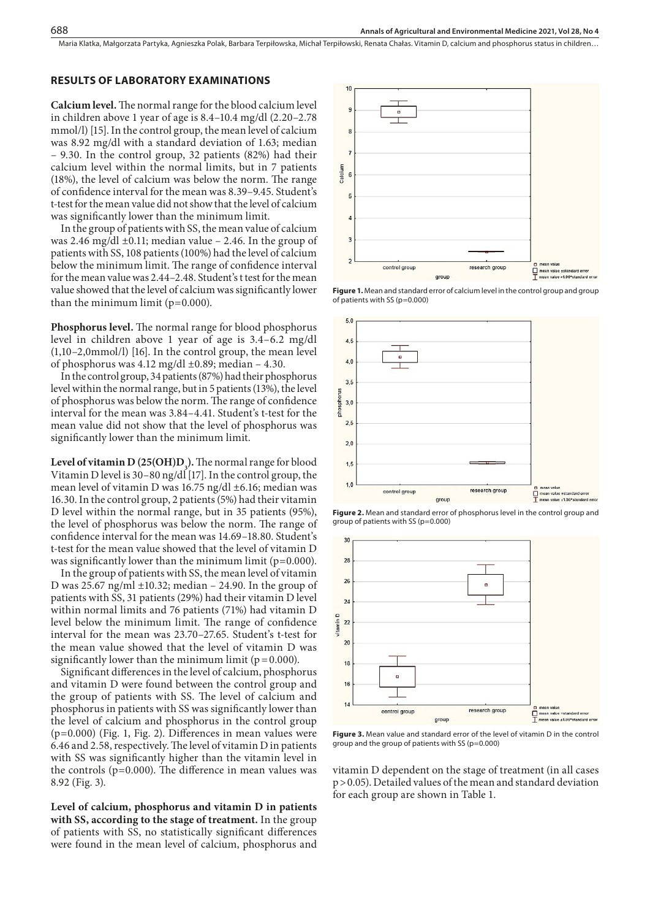## RESULTS OF LABORATORY EXAMINATIONS

**Calcium level.** The normal range for the blood calcium level in children above 1 year of age is 8.4–10.4 mg/dl (2.20–2.78 mmol/l) [15]. In the control group, the mean level of calcium was 8.92 mg/dl with a standard deviation of 1.63; median – 9.30. In the control group, 32 patients (82%) had their calcium level within the normal limits, but in 7 patients (18%), the level of calcium was below the norm. The range of confidence interval for the mean was 8.39–9.45. Student's t-test for the mean value did not show that the level of calcium was significantly lower than the minimum limit.

In the group of patients with SS, the mean value of calcium was 2.46 mg/dl ±0.11; median value – 2.46. In the group of patients with SS, 108 patients (100%) had the level of calcium below the minimum limit. The range of confidence interval for the mean value was 2.44–2.48. Student's t test for the mean value showed that the level of calcium was significantly lower than the minimum limit ($p=0.000$).

**Phosphorus level.** The normal range for blood phosphorus level in children above 1 year of age is 3.4–6.2 mg/dl (1,10–2,0mmol/l) [16]. In the control group, the mean level of phosphorus was 4.12 mg/dl ±0.89; median – 4.30.

In the control group, 34 patients (87%) had their phosphorus level within the normal range, but in 5 patients (13%), the level of phosphorus was below the norm. The range of confidence interval for the mean was 3.84–4.41. Student's t-test for the mean value did not show that the level of phosphorus was significantly lower than the minimum limit.

**Level of vitamin D (25(OH)$D_3$).** The normal range for blood Vitamin D level is 30–80 ng/dl [17]. In the control group, the mean level of vitamin D was 16.75 ng/dl ±6.16; median was 16.30. In the control group, 2 patients (5%) had their vitamin D level within the normal range, but in 35 patients (95%), the level of phosphorus was below the norm. The range of confidence interval for the mean was 14.69–18.80. Student's t-test for the mean value showed that the level of vitamin D was significantly lower than the minimum limit ($p=0.000$).

In the group of patients with SS, the mean level of vitamin D was 25.67 ng/ml ±10.32; median – 24.90. In the group of patients with SS, 31 patients (29%) had their vitamin D level within normal limits and 76 patients (71%) had vitamin D level below the minimum limit. The range of confidence interval for the mean was 23.70–27.65. Student's t-test for the mean value showed that the level of vitamin D was significantly lower than the minimum limit ($p = 0.000$).

Significant differences in the level of calcium, phosphorus and vitamin D were found between the control group and the group of patients with SS. The level of calcium and phosphorus in patients with SS was significantly lower than the level of calcium and phosphorus in the control group ($p=0.000$) (Fig. 1, Fig. 2). Differences in mean values were 6.46 and 2.58, respectively. The level of vitamin D in patients with SS was significantly higher than the vitamin level in the controls ($p=0.000$). The difference in mean values was 8.92 (Fig. 3).

**Level of calcium, phosphorus and vitamin D in patients with SS, according to the stage of treatment.** In the group of patients with SS, no statistically significant differences were found in the mean level of calcium, phosphorus and vitamin D dependent on the stage of treatment (in all cases $p > 0.05$). Detailed values of the mean and standard deviation for each group are shown in Table 1.

**Figure 1.** Mean and standard error of calcium level in the control group and group of patients with SS ($p=0.000$)

**Figure 2.** Mean and standard error of phosphorus level in the control group and group of patients with SS ($p=0.000$)

**Figure 3.** Mean value and standard error of the level of vitamin D in the control group and the group of patients with SS ($p=0.000$)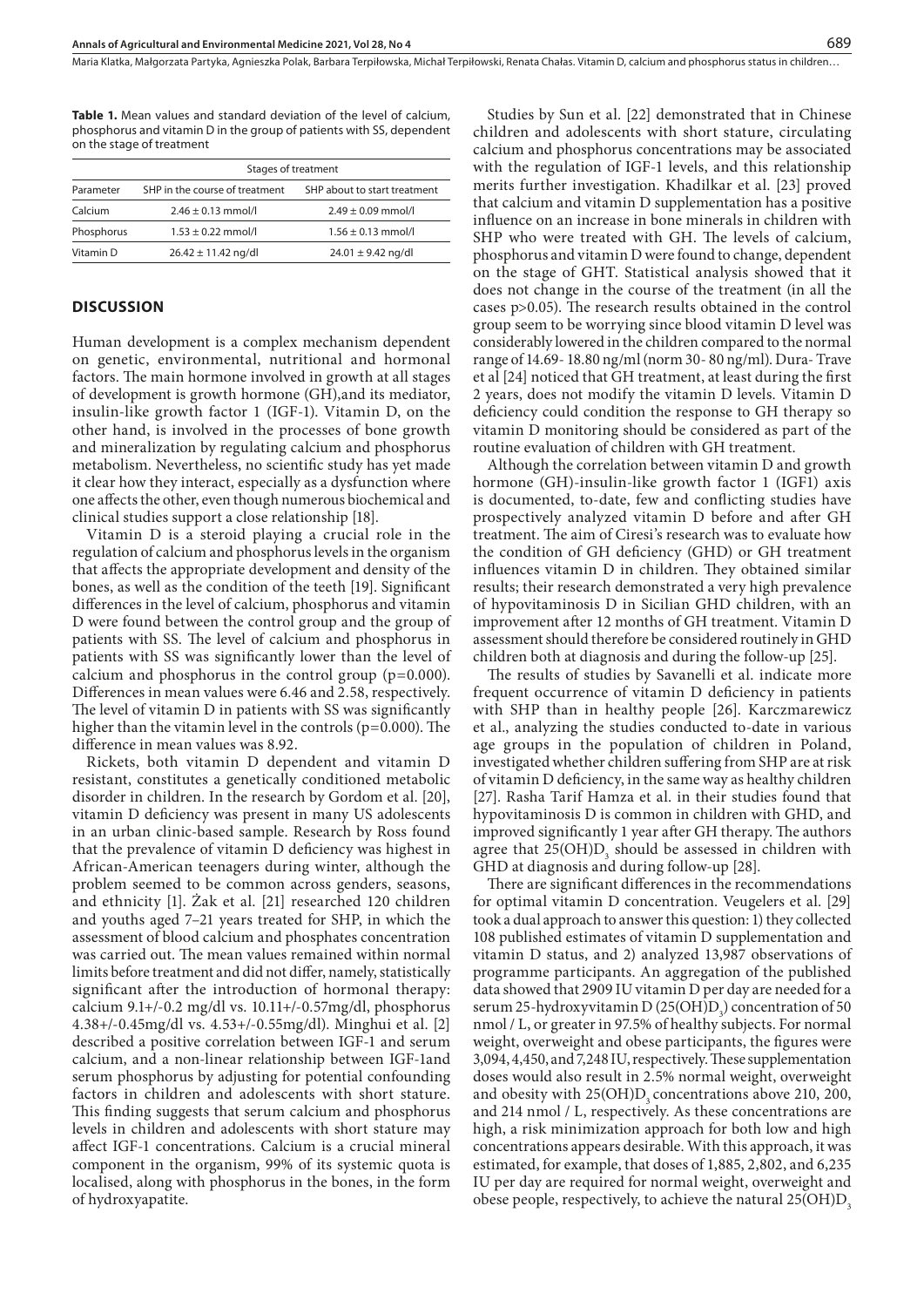**Table 1.** Mean values and standard deviation of the level of calcium, phosphorus and vitamin D in the group of patients with SS, dependent on the stage of treatment

| | Stages of treatment | |
|---|---|---|
| Parameter | SHP in the course of treatment | SHP about to start treatment |
| Calcium | 2.46 ± 0.13 mmol/l | 2.49 ± 0.09 mmol/l |
| Phosphorus | 1.53 ± 0.22 mmol/l | 1.56 ± 0.13 mmol/l |
| Vitamin D | 26.42 ± 11.42 ng/dl | 24.01 ± 9.42 ng/dl |

## DISCUSSION

Human development is a complex mechanism dependent on genetic, environmental, nutritional and hormonal factors. The main hormone involved in growth at all stages of development is growth hormone (GH),and its mediator, insulin-like growth factor 1 (IGF-1). Vitamin D, on the other hand, is involved in the processes of bone growth and mineralization by regulating calcium and phosphorus metabolism. Nevertheless, no scientific study has yet made it clear how they interact, especially as a dysfunction where one affects the other, even though numerous biochemical and clinical studies support a close relationship [18].

Vitamin D is a steroid playing a crucial role in the regulation of calcium and phosphorus levels in the organism that affects the appropriate development and density of the bones, as well as the condition of the teeth [19]. Significant differences in the level of calcium, phosphorus and vitamin D were found between the control group and the group of patients with SS. The level of calcium and phosphorus in patients with SS was significantly lower than the level of calcium and phosphorus in the control group (p=0.000). Differences in mean values were 6.46 and 2.58, respectively. The level of vitamin D in patients with SS was significantly higher than the vitamin level in the controls (p=0.000). The difference in mean values was 8.92.

Rickets, both vitamin D dependent and vitamin D resistant, constitutes a genetically conditioned metabolic disorder in children. In the research by Gordom et al. [20], vitamin D deficiency was present in many US adolescents in an urban clinic-based sample. Research by Ross found that the prevalence of vitamin D deficiency was highest in African-American teenagers during winter, although the problem seemed to be common across genders, seasons, and ethnicity [1]. Żak et al. [21] researched 120 children and youths aged 7–21 years treated for SHP, in which the assessment of blood calcium and phosphates concentration was carried out. The mean values remained within normal limits before treatment and did not differ, namely, statistically significant after the introduction of hormonal therapy: calcium 9.1+/-0.2 mg/dl vs. 10.11+/-0.57mg/dl, phosphorus 4.38+/-0.45mg/dl vs. 4.53+/-0.55mg/dl). Minghui et al. [2] described a positive correlation between IGF-1 and serum calcium, and a non-linear relationship between IGF-1and serum phosphorus by adjusting for potential confounding factors in children and adolescents with short stature. This finding suggests that serum calcium and phosphorus levels in children and adolescents with short stature may affect IGF-1 concentrations. Calcium is a crucial mineral component in the organism, 99% of its systemic quota is localised, along with phosphorus in the bones, in the form of hydroxyapatite.

Studies by Sun et al. [22] demonstrated that in Chinese children and adolescents with short stature, circulating calcium and phosphorus concentrations may be associated with the regulation of IGF-1 levels, and this relationship merits further investigation. Khadilkar et al. [23] proved that calcium and vitamin D supplementation has a positive influence on an increase in bone minerals in children with SHP who were treated with GH. The levels of calcium, phosphorus and vitamin D were found to change, dependent on the stage of GHT. Statistical analysis showed that it does not change in the course of the treatment (in all the cases p>0.05). The research results obtained in the control group seem to be worrying since blood vitamin D level was considerably lowered in the children compared to the normal range of 14.69- 18.80 ng/ml (norm 30- 80 ng/ml). Dura- Trave et al [24] noticed that GH treatment, at least during the first 2 years, does not modify the vitamin D levels. Vitamin D deficiency could condition the response to GH therapy so vitamin D monitoring should be considered as part of the routine evaluation of children with GH treatment.

Although the correlation between vitamin D and growth hormone (GH)-insulin-like growth factor 1 (IGF1) axis is documented, to-date, few and conflicting studies have prospectively analyzed vitamin D before and after GH treatment. The aim of Ciresi's research was to evaluate how the condition of GH deficiency (GHD) or GH treatment influences vitamin D in children. They obtained similar results; their research demonstrated a very high prevalence of hypovitaminosis D in Sicilian GHD children, with an improvement after 12 months of GH treatment. Vitamin D assessment should therefore be considered routinely in GHD children both at diagnosis and during the follow-up [25].

The results of studies by Savanelli et al. indicate more frequent occurrence of vitamin D deficiency in patients with SHP than in healthy people [26]. Karczmarewicz et al., analyzing the studies conducted to-date in various age groups in the population of children in Poland, investigated whether children suffering from SHP are at risk of vitamin D deficiency, in the same way as healthy children [27]. Rasha Tarif Hamza et al. in their studies found that hypovitaminosis D is common in children with GHD, and improved significantly 1 year after GH therapy. The authors agree that $25(OH)D_3$ should be assessed in children with GHD at diagnosis and during follow-up [28].

There are significant differences in the recommendations for optimal vitamin D concentration. Veugelers et al. [29] took a dual approach to answer this question: 1) they collected 108 published estimates of vitamin D supplementation and vitamin D status, and 2) analyzed 13,987 observations of programme participants. An aggregation of the published data showed that 2909 IU vitamin D per day are needed for a serum 25-hydroxyvitamin D ($25(OH)D_3$) concentration of 50 nmol / L, or greater in 97.5% of healthy subjects. For normal weight, overweight and obese participants, the figures were 3,094, 4,450, and 7,248 IU, respectively. These supplementation doses would also result in 2.5% normal weight, overweight and obesity with $25(OH)D_3$ concentrations above 210, 200, and 214 nmol / L, respectively. As these concentrations are high, a risk minimization approach for both low and high concentrations appears desirable. With this approach, it was estimated, for example, that doses of 1,885, 2,802, and 6,235 IU per day are required for normal weight, overweight and obese people, respectively, to achieve the natural $25(OH)D_3$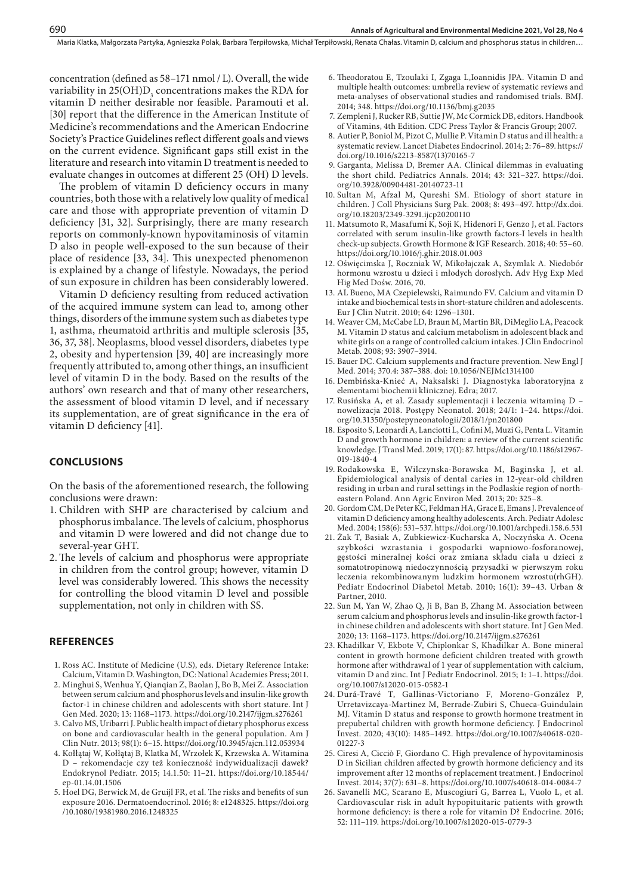concentration (defined as 58–171 nmol / L). Overall, the wide variability in $25(OH)D_3$ concentrations makes the RDA for vitamin D neither desirable nor feasible. Paramouti et al. [30] report that the difference in the American Institute of Medicine's recommendations and the American Endocrine Society's Practice Guidelines reflect different goals and views on the current evidence. Significant gaps still exist in the literature and research into vitamin D treatment is needed to evaluate changes in outcomes at different 25 (OH) D levels.

The problem of vitamin D deficiency occurs in many countries, both those with a relatively low quality of medical care and those with appropriate prevention of vitamin D deficiency [31, 32]. Surprisingly, there are many research reports on commonly-known hypovitaminosis of vitamin D also in people well-exposed to the sun because of their place of residence [33, 34]. This unexpected phenomenon is explained by a change of lifestyle. Nowadays, the period of sun exposure in children has been considerably lowered.

Vitamin D deficiency resulting from reduced activation of the acquired immune system can lead to, among other things, disorders of the immune system such as diabetes type 1, asthma, rheumatoid arthritis and multiple sclerosis [35, 36, 37, 38]. Neoplasms, blood vessel disorders, diabetes type 2, obesity and hypertension [39, 40] are increasingly more frequently attributed to, among other things, an insufficient level of vitamin D in the body. Based on the results of the authors' own research and that of many other researchers, the assessment of blood vitamin D level, and if necessary its supplementation, are of great significance in the era of vitamin D deficiency [41].

## CONCLUSIONS

On the basis of the aforementioned research, the following conclusions were drawn:

1. Children with SHP are characterised by calcium and phosphorus imbalance. The levels of calcium, phosphorus and vitamin D were lowered and did not change due to several-year GHT.
2. The levels of calcium and phosphorus were appropriate in children from the control group; however, vitamin D level was considerably lowered. This shows the necessity for controlling the blood vitamin D level and possible supplementation, not only in children with SS.

## REFERENCES

1. Ross AC. Institute of Medicine (U.S), eds. Dietary Reference Intake: Calcium, Vitamin D. Washington, DC: National Academies Press; 2011.
2. Minghui S, Wenhua Y, Qianqian Z, Baolan J, Bo B, Mei Z. Association between serum calcium and phosphorus levels and insulin-like growth factor-1 in chinese children and adolescents with short stature. Int J Gen Med. 2020; 13: 1168–1173. https://doi.org/10.2147/ijgm.s276261
3. Calvo MS, Uribarri J. Public health impact of dietary phosphorus excess on bone and cardiovascular health in the general population. Am J Clin Nutr. 2013; 98(1): 6–15. https://doi.org/10.3945/ajcn.112.053934
4. Kołłątaj W, Kołłątaj B, Klatka M, Wrzołek K, Krzewska A. Witamina D – rekomendacje czy też konieczność indywidualizacji dawek? Endokrynol Pediatr. 2015; 14.1.50: 11–21. https://doi.org/10.18544/ep-01.14.01.1506
5. Hoel DG, Berwick M, de Gruijl FR, et al. The risks and benefits of sun exposure 2016. Dermatoendocrinol. 2016; 8: e1248325. https://doi.org/10.1080/19381980.2016.1248325
6. Theodoratou E, Tzoulaki I, Zgaga L,Ioannidis JPA. Vitamin D and multiple health outcomes: umbrella review of systematic reviews and meta-analyses of observational studies and randomised trials. BMJ. 2014; 348. https://doi.org/10.1136/bmj.g2035
7. Zempleni J, Rucker RB, Suttie JW, Mc Cormick DB, editors. Handbook of Vitamins, 4th Edition. CDC Press Taylor & Francis Group; 2007.
8. Autier P, Boniol M, Pizot C, Mullie P. Vitamin D status and ill health: a systematic review. Lancet Diabetes Endocrinol. 2014; 2: 76–89. https://doi.org/10.1016/s2213-8587(13)70165-7
9. Garganta, Melissa D, Bremer AA. Clinical dilemmas in evaluating the short child. Pediatrics Annals. 2014; 43: 321–327. https://doi.org/10.3928/00904481-20140723-11
10. Sultan M, Afzal M, Qureshi SM. Etiology of short stature in children. J Coll Physicians Surg Pak. 2008; 8: 493–497. http://dx.doi.org/10.18203/2349-3291.ijcp20200110
11. Matsumoto R, Masafumi K, Soji K, Hidenori F, Genzo J, et al. Factors correlated with serum insulin-like growth factors-I levels in health check-up subjects. Growth Hormone & IGF Research. 2018; 40: 55–60. https://doi.org/10.1016/j.ghir.2018.01.003
12. Oświęcimska J, Roczniak W, Mikołajczak A, Szymlak A. Niedobór hormonu wzrostu u dzieci i młodych dorosłych. Adv Hyg Exp Med Hig Med Dośw. 2016, 70.
13. AL Bueno, MA Czepielewski, Raimundo FV. Calcium and vitamin D intake and biochemical tests in short-stature children and adolescents. Eur J Clin Nutrit. 2010; 64: 1296–1301.
14. Weaver CM, McCabe LD, Braun M, Martin BR, DiMeglio LA, Peacock M. Vitamin D status and calcium metabolism in adolescent black and white girls on a range of controlled calcium intakes. J Clin Endocrinol Metab. 2008; 93: 3907–3914.
15. Bauer DC. Calcium supplements and fracture prevention. New Engl J Med. 2014; 370.4: 387–388. doi: 10.1056/NEJMc1314100
16. Dembińska-Knieć A, Naksalski J. Diagnostyka laboratoryjna z elementami biochemii klinicznej. Edra; 2017.
17. Rusińska A, et al. Zasady suplementacji i leczenia witaminą D – nowelizacja 2018. Postępy Neonatol. 2018; 24/1: 1–24. https://doi.org/10.31350/postepyneonatologii/2018/1/pn201800
18. Esposito S, Leonardi A, Lanciotti L, Cofini M, Muzi G, Penta L. Vitamin D and growth hormone in children: a review of the current scientific knowledge. J Transl Med. 2019; 17(1): 87. https://doi.org/10.1186/s12967-019-1840-4
19. Rodakowska E, Wilczynska-Borawska M, Baginska J, et al. Epidemiological analysis of dental caries in 12-year-old children residing in urban and rural settings in the Podlaskie region of north-eastern Poland. Ann Agric Environ Med. 2013; 20: 325–8.
20. Gordom CM, De Peter KC, Feldman HA, Grace E, Emans J. Prevalence of vitamin D deficiency among healthy adolescents. Arch. Pediatr Adolesc Med. 2004; 158(6): 531–537. https://doi.org/10.1001/archpedi.158.6.531
21. Żak T, Basiak A, Zubkiewicz-Kucharska A, Noczyńska A. Ocena szybkości wzrastania i gospodarki wapniowo-fosforanowej, gęstości mineralnej kości oraz zmiana składu ciała u dzieci z somatotropinową niedoczynnością przysadki w pierwszym roku leczenia rekombinowanym ludzkim hormonem wzrostu(rhGH). Pediatr Endocrinol Diabetol Metab. 2010; 16(1): 39–43. Urban & Partner, 2010.
22. Sun M, Yan W, Zhao Q, Ji B, Ban B, Zhang M. Association between serum calcium and phosphorus levels and insulin-like growth factor-1 in chinese children and adolescents with short stature. Int J Gen Med. 2020; 13: 1168–1173. https://doi.org/10.2147/ijgm.s276261
23. Khadilkar V, Ekbote V, Chiplonkar S, Khadilkar A. Bone mineral content in growth hormone deficient children treated with growth hormone after withdrawal of 1 year of supplementation with calcium, vitamin D and zinc. Int J Pediatr Endocrinol. 2015; 1: 1–1. https://doi.org/10.1007/s12020-015-0582-1
24. Durá-Travé T, Gallinas-Victoriano F, Moreno-González P, Urretavizcaya-Martinez M, Berrade-Zubiri S, Chueca-Guindulain MJ. Vitamin D status and response to growth hormone treatment in prepubertal children with growth hormone deficiency. J Endocrinol Invest. 2020; 43(10): 1485–1492. https://doi.org/10.1007/s40618-020-01227-3
25. Ciresi A, Cicciò F, Giordano C. High prevalence of hypovitaminosis D in Sicilian children affected by growth hormone deficiency and its improvement after 12 months of replacement treatment. J Endocrinol Invest. 2014; 37(7): 631–8. https://doi.org/10.1007/s40618-014-0084-7
26. Savanelli MC, Scarano E, Muscogiuri G, Barrea L, Vuolo L, et al. Cardiovascular risk in adult hypopituitaric patients with growth hormone deficiency: is there a role for vitamin D? Endocrine. 2016; 52: 111–119. https://doi.org/10.1007/s12020-015-0779-3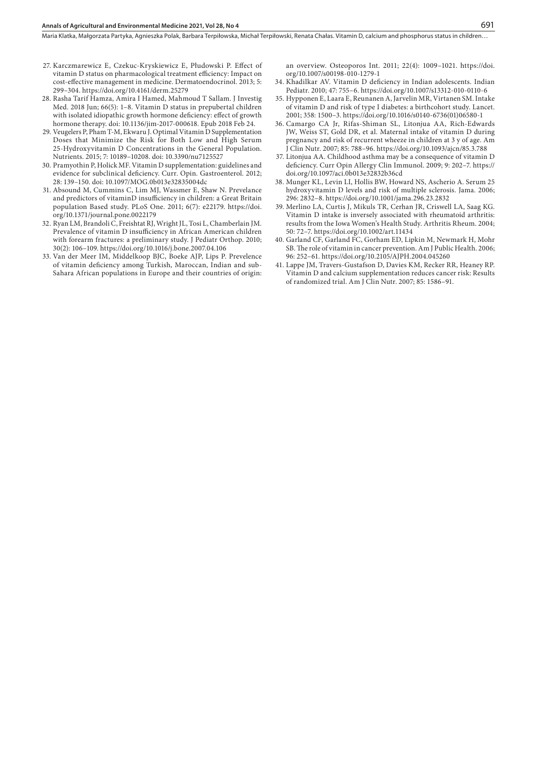27. Karczmarewicz E, Czekuc-Kryskiewicz E, Płudowski P. Effect of vitamin D status on pharmacological treatment efficiency: Impact on cost-effective management in medicine. Dermatoendocrinol. 2013; 5: 299–304. https://doi.org/10.4161/derm.25279
28. Rasha Tarif Hamza, Amira I Hamed, Mahmoud T Sallam. J Investig Med. 2018 Jun; 66(5): 1–8. Vitamin D status in prepubertal children with isolated idiopathic growth hormone deficiency: effect of growth hormone therapy. doi: 10.1136/jim-2017-000618. Epub 2018 Feb 24.
29. Veugelers P, Pham T-M, Ekwaru J. Optimal Vitamin D Supplementation Doses that Minimize the Risk for Both Low and High Serum 25-Hydroxyvitamin D Concentrations in the General Population. Nutrients. 2015; 7: 10189–10208. doi: 10.3390/nu7125527
30. Pramyothin P, Holick MF. Vitamin D supplementation: guidelines and evidence for subclinical deficiency. Curr. Opin. Gastroenterol. 2012; 28: 139–150. doi: 10.1097/MOG.0b013e32835004dc
31. Absound M, Cummins C, Lim MJ, Wassmer E, Shaw N. Prevelance and predictors of vitaminD insufficiency in children: a Great Britain population Based study. PLoS One. 2011; 6(7): e22179. https://doi.org/10.1371/journal.pone.0022179
32. Ryan LM, Brandoli C, Freishtat RJ, Wright JL, Tosi L, Chamberlain JM. Prevalence of vitamin D insufficiency in African American children with forearm fractures: a preliminary study. J Pediatr Orthop. 2010; 30(2): 106–109. https://doi.org/10.1016/j.bone.2007.04.106
33. Van der Meer IM, Middelkoop BJC, Boeke AJP, Lips P. Prevelence of vitamin deficiency among Turkish, Maroccan, Indian and sub-Sahara African populations in Europe and their countries of origin: an overview. Osteoporos Int. 2011; 22(4): 1009–1021. https://doi.org/10.1007/s00198-010-1279-1
34. Khadilkar AV. Vitamin D deficiency in Indian adolescents. Indian Pediatr. 2010; 47: 755–6. https://doi.org/10.1007/s13312-010-0110-6
35. Hypponen E, Laara E, Reunanen A, Jarvelin MR, Virtanen SM. Intake of vitamin D and risk of type I diabetes: a birthcohort study. Lancet. 2001; 358: 1500–3. https://doi.org/10.1016/s0140-6736(01)06580-1
36. Camargo CA Jr, Rifas-Shiman SL, Litonjua AA, Rich-Edwards JW, Weiss ST, Gold DR, et al. Maternal intake of vitamin D during pregnancy and risk of recurrent wheeze in children at 3 y of age. Am J Clin Nutr. 2007; 85: 788–96. https://doi.org/10.1093/ajcn/85.3.788
37. Litonjua AA. Childhood asthma may be a consequence of vitamin D deficiency. Curr Opin Allergy Clin Immunol. 2009; 9: 202–7. https://doi.org/10.1097/aci.0b013e32832b36cd
38. Munger KL, Levin LI, Hollis BW, Howard NS, Ascherio A. Serum 25 hydroxyvitamin D levels and risk of multiple sclerosis. Jama. 2006; 296: 2832–8. https://doi.org/10.1001/jama.296.23.2832
39. Merlino LA, Curtis J, Mikuls TR, Cerhan JR, Criswell LA, Saag KG. Vitamin D intake is inversely associated with rheumatoid arthritis: results from the Iowa Women's Health Study. Arthritis Rheum. 2004; 50: 72–7. https://doi.org/10.1002/art.11434
40. Garland CF, Garland FC, Gorham ED, Lipkin M, Newmark H, Mohr SB. The role of vitamin in cancer prevention. Am J Public Health. 2006; 96: 252–61. https://doi.org/10.2105/AJPH.2004.045260
41. Lappe JM, Travers-Gustafson D, Davies KM, Recker RR, Heaney RP. Vitamin D and calcium supplementation reduces cancer risk: Results of randomized trial. Am J Clin Nutr. 2007; 85: 1586–91.